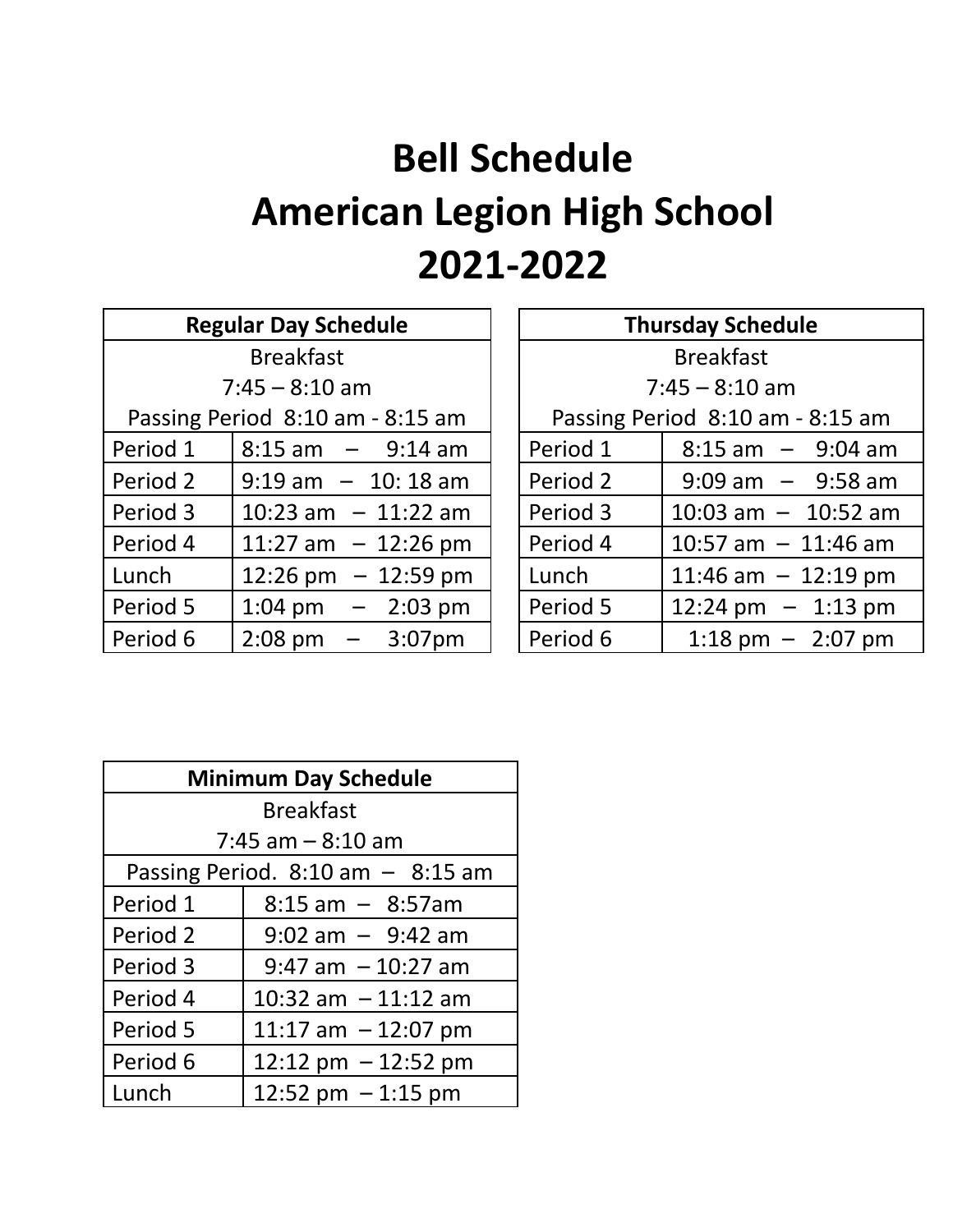# Bell Schedule
# American Legion High School
# 2021-2022

| Regular Day Schedule | |
|---|---|
| Breakfast 7:45 – 8:10 am | |
| Passing Period 8:10 am - 8:15 am | |
| Period 1 | 8:15 am – 9:14 am |
| Period 2 | 9:19 am – 10: 18 am |
| Period 3 | 10:23 am – 11:22 am |
| Period 4 | 11:27 am – 12:26 pm |
| Lunch | 12:26 pm – 12:59 pm |
| Period 5 | 1:04 pm – 2:03 pm |
| Period 6 | 2:08 pm – 3:07pm |

| Thursday Schedule | |
|---|---|
| Breakfast 7:45 – 8:10 am | |
| Passing Period 8:10 am - 8:15 am | |
| Period 1 | 8:15 am – 9:04 am |
| Period 2 | 9:09 am – 9:58 am |
| Period 3 | 10:03 am – 10:52 am |
| Period 4 | 10:57 am – 11:46 am |
| Lunch | 11:46 am – 12:19 pm |
| Period 5 | 12:24 pm – 1:13 pm |
| Period 6 | 1:18 pm – 2:07 pm |

| Minimum Day Schedule | |
|---|---|
| Breakfast 7:45 am – 8:10 am | |
| Passing Period. 8:10 am – 8:15 am | |
| Period 1 | 8:15 am – 8:57am |
| Period 2 | 9:02 am – 9:42 am |
| Period 3 | 9:47 am – 10:27 am |
| Period 4 | 10:32 am – 11:12 am |
| Period 5 | 11:17 am – 12:07 pm |
| Period 6 | 12:12 pm – 12:52 pm |
| Lunch | 12:52 pm – 1:15 pm |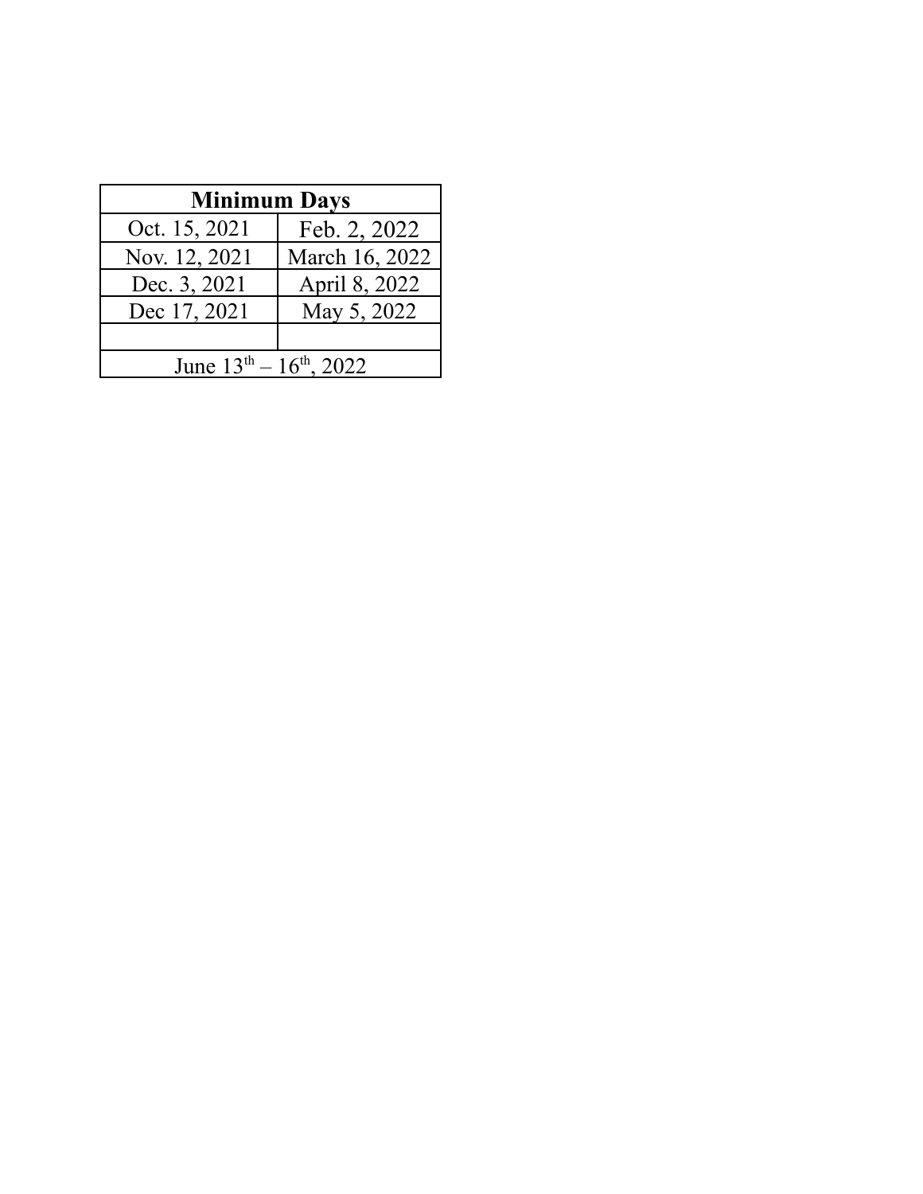| Minimum Days | |
|---|---|
| Oct. 15, 2021 | Feb. 2, 2022 |
| Nov. 12, 2021 | March 16, 2022 |
| Dec. 3, 2021 | April 8, 2022 |
| Dec 17, 2021 | May 5, 2022 |
| | |
| June 13th – 16th, 2022 | |